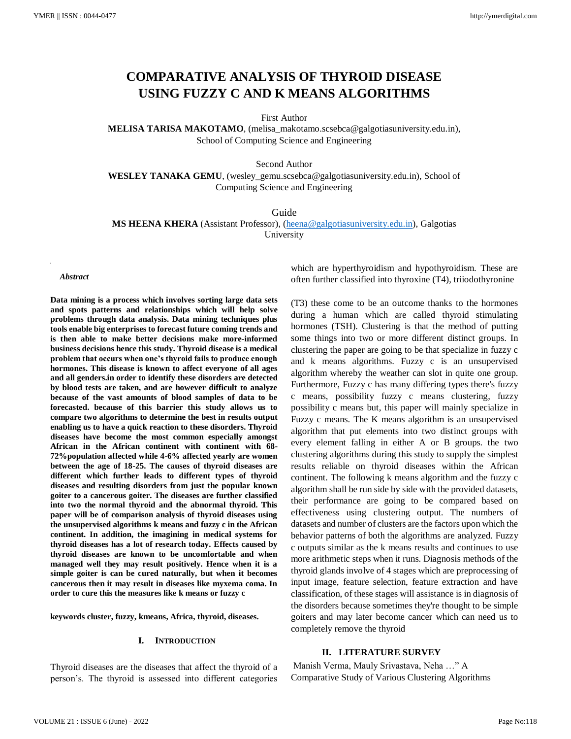# COMPARATIVE ANALYSIS OF THYROID DISEASE USING FUZZY C AND K MEANS ALGORITHMS

First Author

**MELISA TARISA MAKOTAMO**, (melisa_makotamo.scsebca@galgotiasuniversity.edu.in), School of Computing Science and Engineering

Second Author

**WESLEY TANAKA GEMU**, (wesley_gemu.scsebca@galgotiasuniversity.edu.in), School of Computing Science and Engineering

Guide

**MS HEENA KHERA** (Assistant Professor), (heena@galgotiasuniversity.edu.in), Galgotias University

***Abstract***

**Data mining is a process which involves sorting large data sets and spots patterns and relationships which will help solve problems through data analysis. Data mining techniques plus tools enable big enterprises to forecast future coming trends and is then able to make better decisions make more-informed business decisions hence this study. Thyroid disease is a medical problem that occurs when one's thyroid fails to produce enough hormones. This disease is known to affect everyone of all ages and all genders.in order to identify these disorders are detected by blood tests are taken, and are however difficult to analyze because of the vast amounts of blood samples of data to be forecasted. because of this barrier this study allows us to compare two algorithms to determine the best in results output enabling us to have a quick reaction to these disorders. Thyroid diseases have become the most common especially amongst African in the African continent with continent with 68-72%population affected while 4-6% affected yearly are women between the age of 18-25. The causes of thyroid diseases are different which further leads to different types of thyroid diseases and resulting disorders from just the popular known goiter to a cancerous goiter. The diseases are further classified into two the normal thyroid and the abnormal thyroid. This paper will be of comparison analysis of thyroid diseases using the unsupervised algorithms k means and fuzzy c in the African continent. In addition, the imagining in medical systems for thyroid diseases has a lot of research today. Effects caused by thyroid diseases are known to be uncomfortable and when managed well they may result positively. Hence when it is a simple goiter is can be cured naturally, but when it becomes cancerous then it may result in diseases like myxema coma. In order to cure this the measures like k means or fuzzy c**

**keywords cluster, fuzzy, kmeans, Africa, thyroid, diseases.**

## I. INTRODUCTION

Thyroid diseases are the diseases that affect the thyroid of a person's. The thyroid is assessed into different categories which are hyperthyroidism and hypothyroidism. These are often further classified into thyroxine (T4), triiodothyronine (T3) these come to be an outcome thanks to the hormones during a human which are called thyroid stimulating hormones (TSH). Clustering is that the method of putting some things into two or more different distinct groups. In clustering the paper are going to be that specialize in fuzzy c and k means algorithms. Fuzzy c is an unsupervised algorithm whereby the weather can slot in quite one group. Furthermore, Fuzzy c has many differing types there's fuzzy c means, possibility fuzzy c means clustering, fuzzy possibility c means but, this paper will mainly specialize in Fuzzy c means. The K means algorithm is an unsupervised algorithm that put elements into two distinct groups with every element falling in either A or B groups. the two clustering algorithms during this study to supply the simplest results reliable on thyroid diseases within the African continent. The following k means algorithm and the fuzzy c algorithm shall be run side by side with the provided datasets, their performance are going to be compared based on effectiveness using clustering output. The numbers of datasets and number of clusters are the factors upon which the behavior patterns of both the algorithms are analyzed. Fuzzy c outputs similar as the k means results and continues to use more arithmetic steps when it runs. Diagnosis methods of the thyroid glands involve of 4 stages which are preprocessing of input image, feature selection, feature extraction and have classification, of these stages will assistance is in diagnosis of the disorders because sometimes they're thought to be simple goiters and may later become cancer which can need us to completely remove the thyroid

## II. LITERATURE SURVEY

Manish Verma, Mauly Srivastava, Neha …" A Comparative Study of Various Clustering Algorithms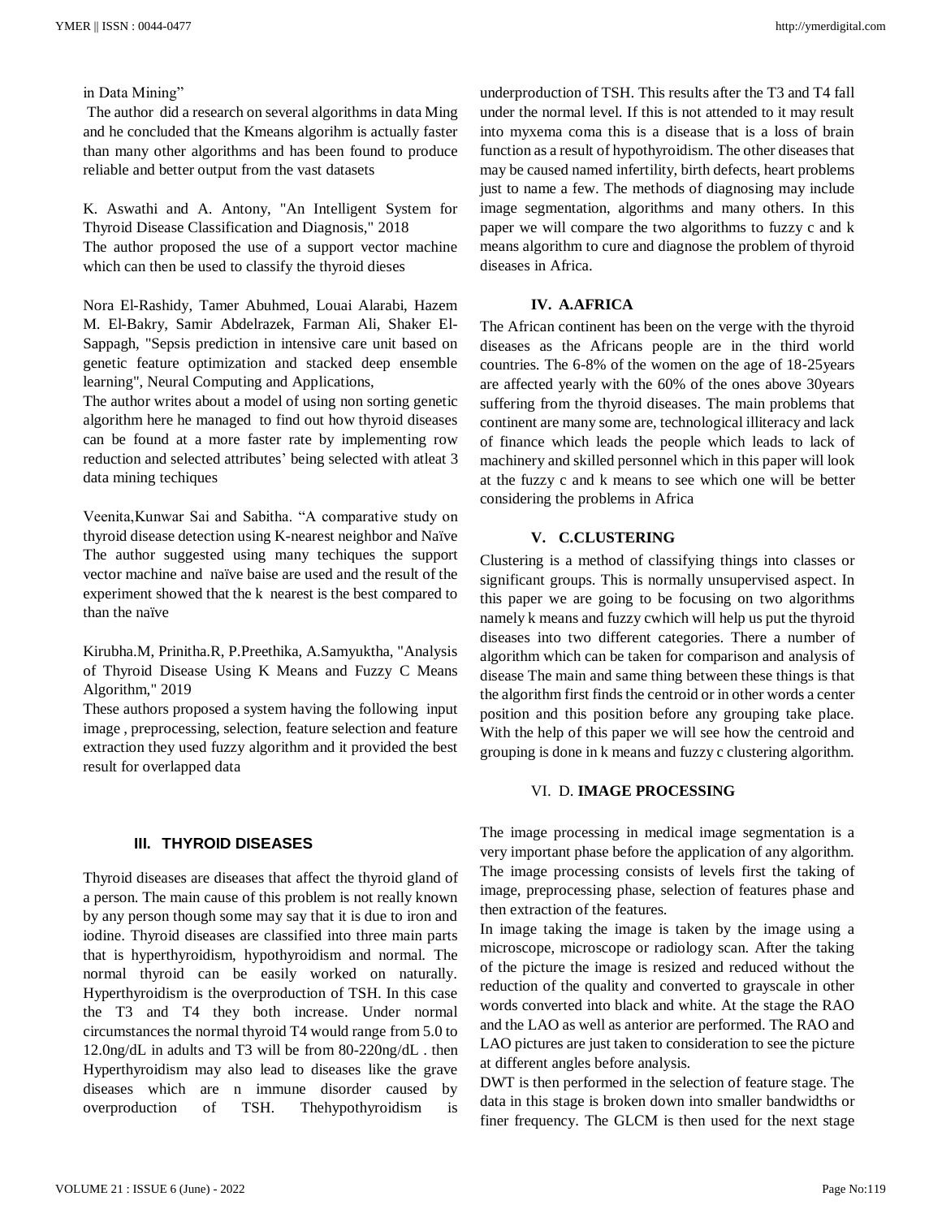in Data Mining"

The author did a research on several algorithms in data Ming and he concluded that the Kmeans algorihm is actually faster than many other algorithms and has been found to produce reliable and better output from the vast datasets

K. Aswathi and A. Antony, "An Intelligent System for Thyroid Disease Classification and Diagnosis," 2018

The author proposed the use of a support vector machine which can then be used to classify the thyroid dieses

Nora El-Rashidy, Tamer Abuhmed, Louai Alarabi, Hazem M. El-Bakry, Samir Abdelrazek, Farman Ali, Shaker El-Sappagh, "Sepsis prediction in intensive care unit based on genetic feature optimization and stacked deep ensemble learning", Neural Computing and Applications,

The author writes about a model of using non sorting genetic algorithm here he managed to find out how thyroid diseases can be found at a more faster rate by implementing row reduction and selected attributes' being selected with atleat 3 data mining techiques

Veenita,Kunwar Sai and Sabitha. "A comparative study on thyroid disease detection using K-nearest neighbor and Naïve The author suggested using many techiques the support vector machine and naïve baise are used and the result of the experiment showed that the k nearest is the best compared to than the naïve

Kirubha.M, Prinitha.R, P.Preethika, A.Samyuktha, "Analysis of Thyroid Disease Using K Means and Fuzzy C Means Algorithm," 2019

These authors proposed a system having the following input image , preprocessing, selection, feature selection and feature extraction they used fuzzy algorithm and it provided the best result for overlapped data

## III. THYROID DISEASES

Thyroid diseases are diseases that affect the thyroid gland of a person. The main cause of this problem is not really known by any person though some may say that it is due to iron and iodine. Thyroid diseases are classified into three main parts that is hyperthyroidism, hypothyroidism and normal. The normal thyroid can be easily worked on naturally. Hyperthyroidism is the overproduction of TSH. In this case the T3 and T4 they both increase. Under normal circumstances the normal thyroid T4 would range from 5.0 to 12.0ng/dL in adults and T3 will be from 80-220ng/dL . then Hyperthyroidism may also lead to diseases like the grave diseases which are n immune disorder caused by overproduction of TSH. Thehypothyroidism is underproduction of TSH. This results after the T3 and T4 fall under the normal level. If this is not attended to it may result into myxema coma this is a disease that is a loss of brain function as a result of hypothyroidism. The other diseases that may be caused named infertility, birth defects, heart problems just to name a few. The methods of diagnosing may include image segmentation, algorithms and many others. In this paper we will compare the two algorithms to fuzzy c and k means algorithm to cure and diagnose the problem of thyroid diseases in Africa.

## IV. A.AFRICA

The African continent has been on the verge with the thyroid diseases as the Africans people are in the third world countries. The 6-8% of the women on the age of 18-25years are affected yearly with the 60% of the ones above 30years suffering from the thyroid diseases. The main problems that continent are many some are, technological illiteracy and lack of finance which leads the people which leads to lack of machinery and skilled personnel which in this paper will look at the fuzzy c and k means to see which one will be better considering the problems in Africa

## V. C.CLUSTERING

Clustering is a method of classifying things into classes or significant groups. This is normally unsupervised aspect. In this paper we are going to be focusing on two algorithms namely k means and fuzzy cwhich will help us put the thyroid diseases into two different categories. There a number of algorithm which can be taken for comparison and analysis of disease The main and same thing between these things is that the algorithm first finds the centroid or in other words a center position and this position before any grouping take place. With the help of this paper we will see how the centroid and grouping is done in k means and fuzzy c clustering algorithm.

## VI. D. IMAGE PROCESSING

The image processing in medical image segmentation is a very important phase before the application of any algorithm. The image processing consists of levels first the taking of image, preprocessing phase, selection of features phase and then extraction of the features.

In image taking the image is taken by the image using a microscope, microscope or radiology scan. After the taking of the picture the image is resized and reduced without the reduction of the quality and converted to grayscale in other words converted into black and white. At the stage the RAO and the LAO as well as anterior are performed. The RAO and LAO pictures are just taken to consideration to see the picture at different angles before analysis.

DWT is then performed in the selection of feature stage. The data in this stage is broken down into smaller bandwidths or finer frequency. The GLCM is then used for the next stage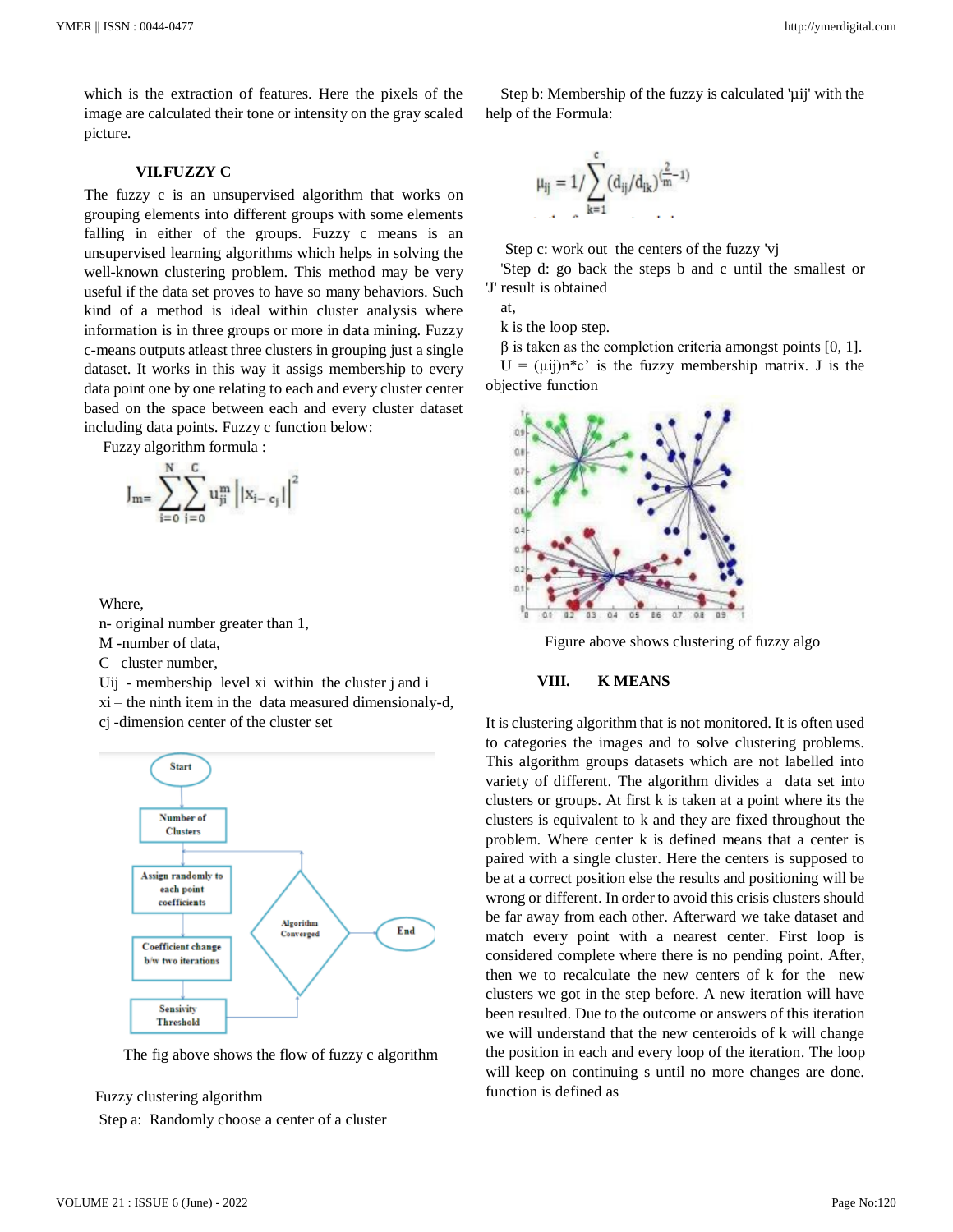which is the extraction of features. Here the pixels of the image are calculated their tone or intensity on the gray scaled picture.

## VII. FUZZY C

The fuzzy c is an unsupervised algorithm that works on grouping elements into different groups with some elements falling in either of the groups. Fuzzy c means is an unsupervised learning algorithms which helps in solving the well-known clustering problem. This method may be very useful if the data set proves to have so many behaviors. Such kind of a method is ideal within cluster analysis where information is in three groups or more in data mining. Fuzzy c-means outputs atleast three clusters in grouping just a single dataset. It works in this way it assigs membership to every data point one by one relating to each and every cluster center based on the space between each and every cluster dataset including data points. Fuzzy c function below:

Fuzzy algorithm formula :

$$J_m = \sum_{i=0}^{N} \sum_{j=0}^{C} u_{ji}^{m} \left\| x_i - c_j \right\|^2$$

Where,

n- original number greater than 1,

M -number of data,

C –cluster number,

Uij - membership level xi within the cluster j and i

xi – the ninth item in the data measured dimensionaly-d,

cj -dimension center of the cluster set

The fig above shows the flow of fuzzy c algorithm

Fuzzy clustering algorithm

Step a: Randomly choose a center of a cluster

Step b: Membership of the fuzzy is calculated 'µij' with the help of the Formula:

$$\mu_{ij} = 1 / \sum_{k=1}^{c} (d_{ij}/d_{ik})^{\left(\frac{2}{m}-1\right)}$$

Step c: work out the centers of the fuzzy 'vj

'Step d: go back the steps b and c until the smallest or 'J' result is obtained

at,

k is the loop step.

β is taken as the completion criteria amongst points [0, 1].

U = (µij)n*c' is the fuzzy membership matrix. J is the objective function

Figure above shows clustering of fuzzy algo

## VIII. K MEANS

It is clustering algorithm that is not monitored. It is often used to categories the images and to solve clustering problems. This algorithm groups datasets which are not labelled into variety of different. The algorithm divides a data set into clusters or groups. At first k is taken at a point where its the clusters is equivalent to k and they are fixed throughout the problem. Where center k is defined means that a center is paired with a single cluster. Here the centers is supposed to be at a correct position else the results and positioning will be wrong or different. In order to avoid this crisis clusters should be far away from each other. Afterward we take dataset and match every point with a nearest center. First loop is considered complete where there is no pending point. After, then we to recalculate the new centers of k for the new clusters we got in the step before. A new iteration will have been resulted. Due to the outcome or answers of this iteration we will understand that the new centeroids of k will change the position in each and every loop of the iteration. The loop will keep on continuing s until no more changes are done. function is defined as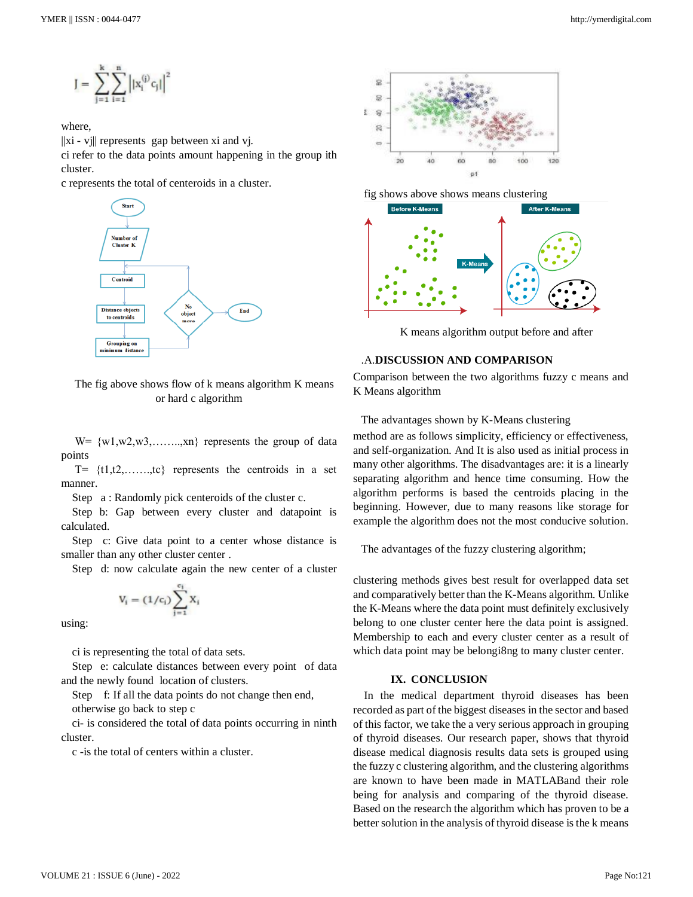$$J = \sum_{j=1}^{k}\sum_{i=1}^{n}\left\|x_i^{(j)} - c_j\right\|^2$$

where,
$\|x_i - v_j\|$ represents gap between xi and vj.
ci refer to the data points amount happening in the group ith cluster.
c represents the total of centeroids in a cluster.

The fig above shows flow of k means algorithm K means or hard c algorithm

W= {w1,w2,w3,……..,xn} represents the group of data points

T= {t1,t2,…….,tc} represents the centroids in a set manner.

Step a : Randomly pick centeroids of the cluster c.

Step b: Gap between every cluster and datapoint is calculated.

Step c: Give data point to a center whose distance is smaller than any other cluster center .

Step d: now calculate again the new center of a cluster

$$V_i = (1/c_i)\sum_{j=1}^{c_i} x_i$$

using:

ci is representing the total of data sets.

Step e: calculate distances between every point of data and the newly found location of clusters.

Step f: If all the data points do not change then end, otherwise go back to step c

ci- is considered the total of data points occurring in ninth cluster.

c -is the total of centers within a cluster.

fig shows above shows means clustering

K means algorithm output before and after

## .A.DISCUSSION AND COMPARISON

Comparison between the two algorithms fuzzy c means and K Means algorithm

The advantages shown by K-Means clustering

method are as follows simplicity, efficiency or effectiveness, and self-organization. And It is also used as initial process in many other algorithms. The disadvantages are: it is a linearly separating algorithm and hence time consuming. How the algorithm performs is based the centroids placing in the beginning. However, due to many reasons like storage for example the algorithm does not the most conducive solution.

The advantages of the fuzzy clustering algorithm;

clustering methods gives best result for overlapped data set and comparatively better than the K-Means algorithm. Unlike the K-Means where the data point must definitely exclusively belong to one cluster center here the data point is assigned. Membership to each and every cluster center as a result of which data point may be belongi8ng to many cluster center.

## IX. CONCLUSION

In the medical department thyroid diseases has been recorded as part of the biggest diseases in the sector and based of this factor, we take the a very serious approach in grouping of thyroid diseases. Our research paper, shows that thyroid disease medical diagnosis results data sets is grouped using the fuzzy c clustering algorithm, and the clustering algorithms are known to have been made in MATLABand their role being for analysis and comparing of the thyroid disease. Based on the research the algorithm which has proven to be a better solution in the analysis of thyroid disease is the k means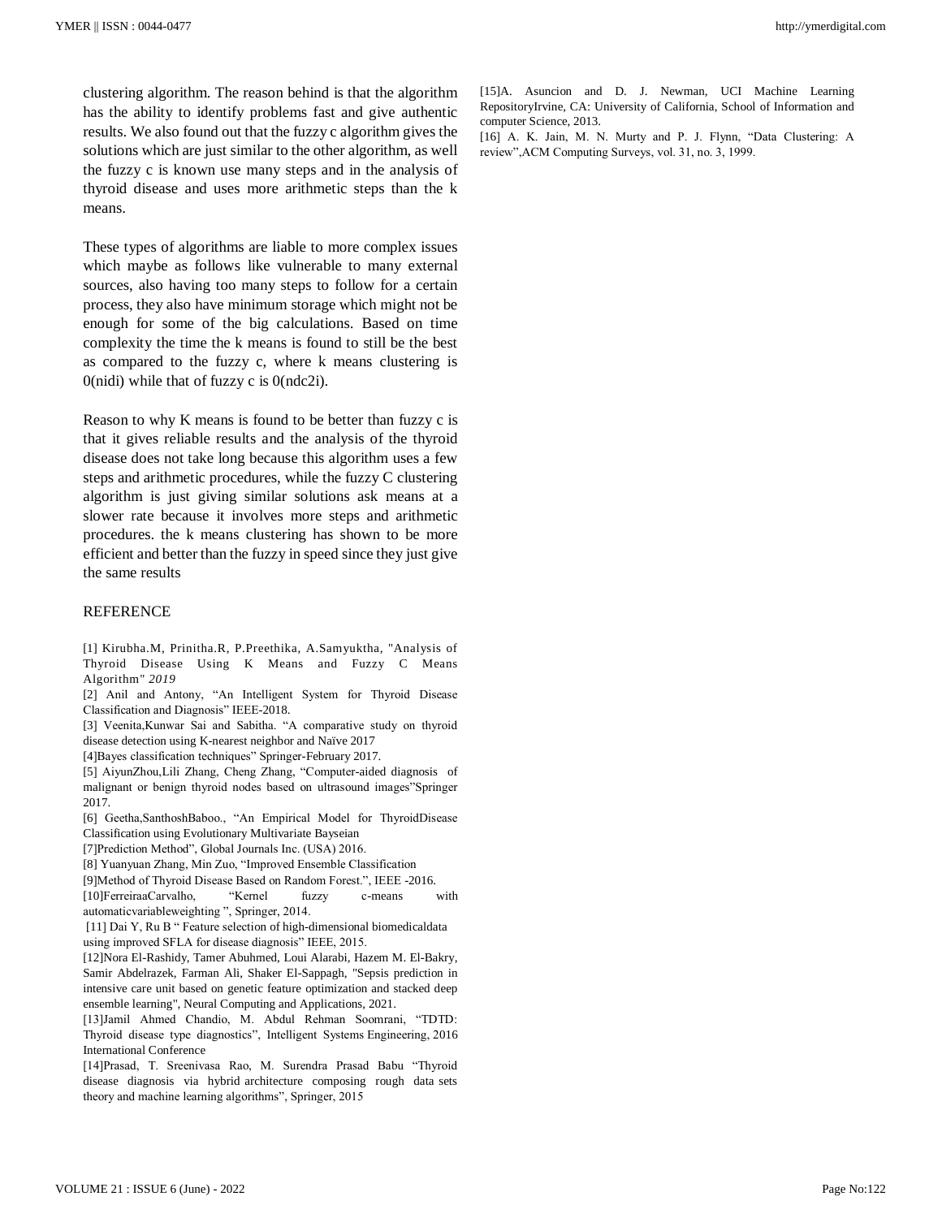clustering algorithm. The reason behind is that the algorithm has the ability to identify problems fast and give authentic results. We also found out that the fuzzy c algorithm gives the solutions which are just similar to the other algorithm, as well the fuzzy c is known use many steps and in the analysis of thyroid disease and uses more arithmetic steps than the k means.

These types of algorithms are liable to more complex issues which maybe as follows like vulnerable to many external sources, also having too many steps to follow for a certain process, they also have minimum storage which might not be enough for some of the big calculations. Based on time complexity the time the k means is found to still be the best as compared to the fuzzy c, where k means clustering is 0(nidi) while that of fuzzy c is 0(ndc2i).

Reason to why K means is found to be better than fuzzy c is that it gives reliable results and the analysis of the thyroid disease does not take long because this algorithm uses a few steps and arithmetic procedures, while the fuzzy C clustering algorithm is just giving similar solutions ask means at a slower rate because it involves more steps and arithmetic procedures. the k means clustering has shown to be more efficient and better than the fuzzy in speed since they just give the same results

## REFERENCE

[1] Kirubha.M, Prinitha.R, P.Preethika, A.Samyuktha, "Analysis of Thyroid Disease Using K Means and Fuzzy C Means Algorithm" *2019*

[2] Anil and Antony, "An Intelligent System for Thyroid Disease Classification and Diagnosis" IEEE-2018.

[3] Veenita,Kunwar Sai and Sabitha. "A comparative study on thyroid disease detection using K-nearest neighbor and Naïve 2017

[4]Bayes classification techniques" Springer-February 2017.

[5] AiyunZhou,Lili Zhang, Cheng Zhang, "Computer-aided diagnosis of malignant or benign thyroid nodes based on ultrasound images"Springer 2017.

[6] Geetha,SanthoshBaboo., "An Empirical Model for ThyroidDisease Classification using Evolutionary Multivariate Bayseian

[7]Prediction Method", Global Journals Inc. (USA) 2016.

[8] Yuanyuan Zhang, Min Zuo, "Improved Ensemble Classification

[9]Method of Thyroid Disease Based on Random Forest.", IEEE -2016.

[10]FerreiraaCarvalho, "Kernel fuzzy c-means with automaticvariableweighting ", Springer, 2014.

[11] Dai Y, Ru B " Feature selection of high-dimensional biomedicaldata using improved SFLA for disease diagnosis" IEEE, 2015.

[12]Nora El-Rashidy, Tamer Abuhmed, Loui Alarabi, Hazem M. El-Bakry, Samir Abdelrazek, Farman Ali, Shaker El-Sappagh, "Sepsis prediction in intensive care unit based on genetic feature optimization and stacked deep ensemble learning", Neural Computing and Applications, 2021.

[13]Jamil Ahmed Chandio, M. Abdul Rehman Soomrani, "TDTD: Thyroid disease type diagnostics", Intelligent Systems Engineering, 2016 International Conference

[14]Prasad, T. Sreenivasa Rao, M. Surendra Prasad Babu "Thyroid disease diagnosis via hybrid architecture composing rough data sets theory and machine learning algorithms", Springer, 2015

[15]A. Asuncion and D. J. Newman, UCI Machine Learning RepositoryIrvine, CA: University of California, School of Information and computer Science, 2013.

[16] A. K. Jain, M. N. Murty and P. J. Flynn, "Data Clustering: A review",ACM Computing Surveys, vol. 31, no. 3, 1999.